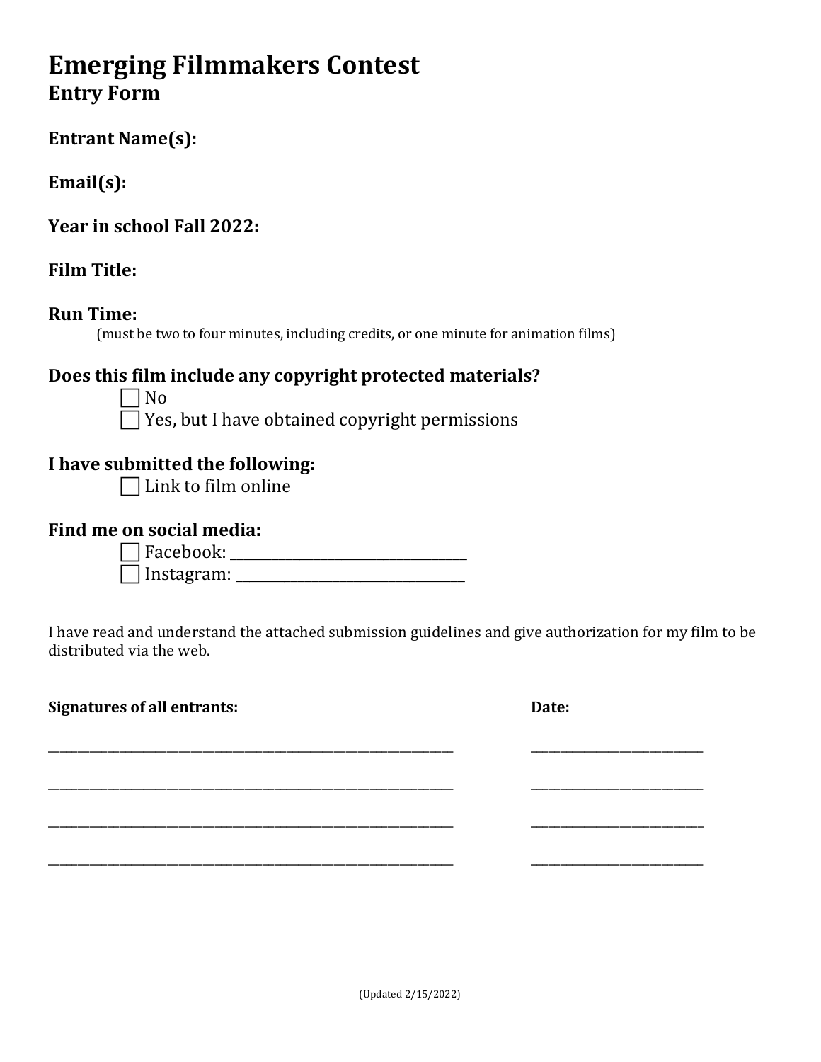# Emerging Filmmakers Contest

## Entry Form

**Entrant Name(s):**

**Email(s):**

**Year in school Fall 2022:**

**Film Title:**

**Run Time:**

(must be two to four minutes, including credits, or one minute for animation films)

**Does this film include any copyright protected materials?**

- ☐ No
- ☐ Yes, but I have obtained copyright permissions

**I have submitted the following:**

- ☐ Link to film online

**Find me on social media:**

- ☐ Facebook: ______________________________
- ☐ Instagram: ______________________________

I have read and understand the attached submission guidelines and give authorization for my film to be distributed via the web.

| **Signatures of all entrants:** | **Date:** |
| --- | --- |
| ______________________________________________ | ____________________ |
| ______________________________________________ | ____________________ |
| ______________________________________________ | ____________________ |
| ______________________________________________ | ____________________ |

(Updated 2/15/2022)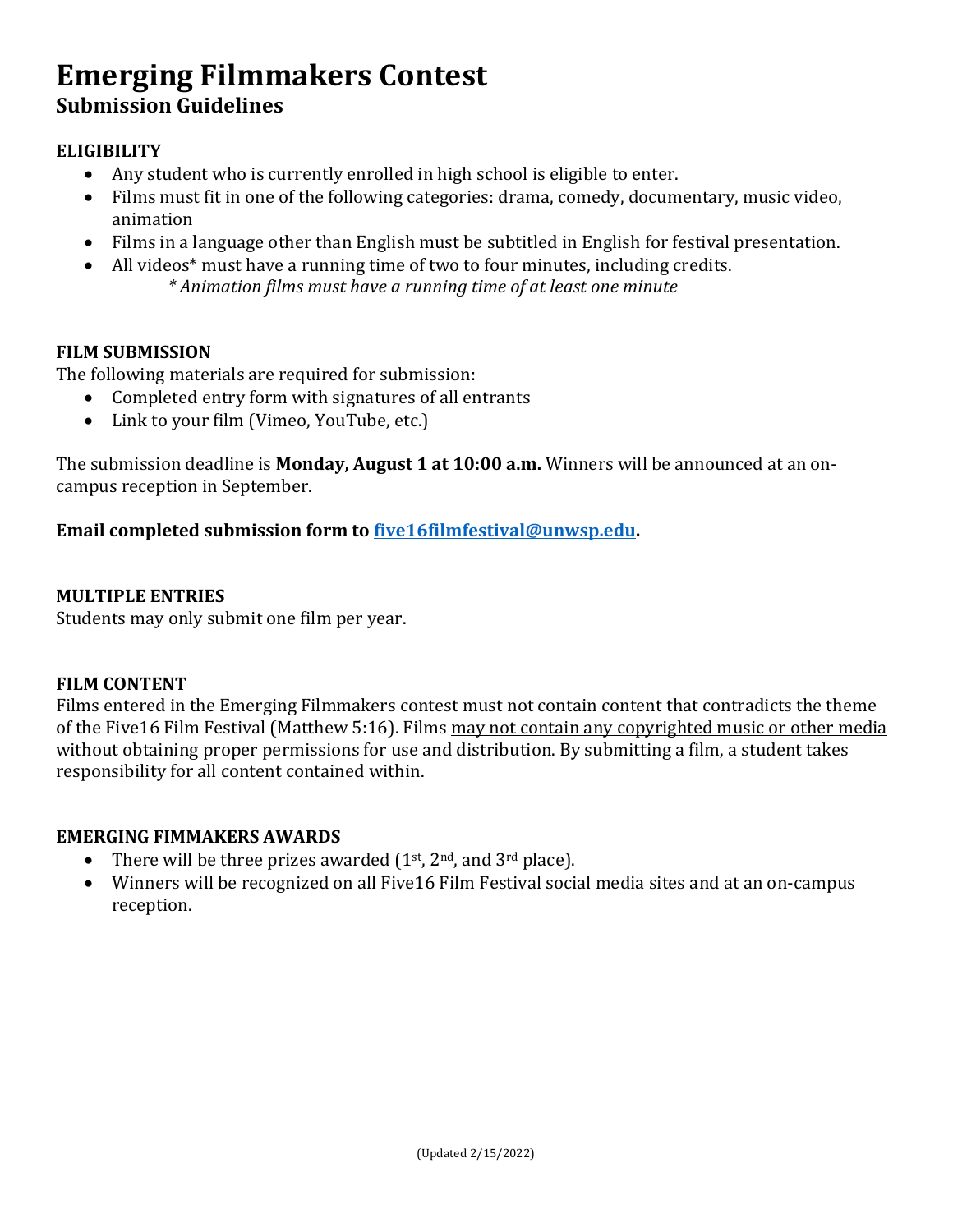# Emerging Filmmakers Contest

## Submission Guidelines

**ELIGIBILITY**

- Any student who is currently enrolled in high school is eligible to enter.
- Films must fit in one of the following categories: drama, comedy, documentary, music video, animation
- Films in a language other than English must be subtitled in English for festival presentation.
- All videos* must have a running time of two to four minutes, including credits.
  *\* Animation films must have a running time of at least one minute*

**FILM SUBMISSION**

The following materials are required for submission:

- Completed entry form with signatures of all entrants
- Link to your film (Vimeo, YouTube, etc.)

The submission deadline is **Monday, August 1 at 10:00 a.m.** Winners will be announced at an on-campus reception in September.

**Email completed submission form to five16filmfestival@unwsp.edu.**

**MULTIPLE ENTRIES**

Students may only submit one film per year.

**FILM CONTENT**

Films entered in the Emerging Filmmakers contest must not contain content that contradicts the theme of the Five16 Film Festival (Matthew 5:16). Films may not contain any copyrighted music or other media without obtaining proper permissions for use and distribution. By submitting a film, a student takes responsibility for all content contained within.

**EMERGING FIMMAKERS AWARDS**

- There will be three prizes awarded (1st, 2nd, and 3rd place).
- Winners will be recognized on all Five16 Film Festival social media sites and at an on-campus reception.

(Updated 2/15/2022)